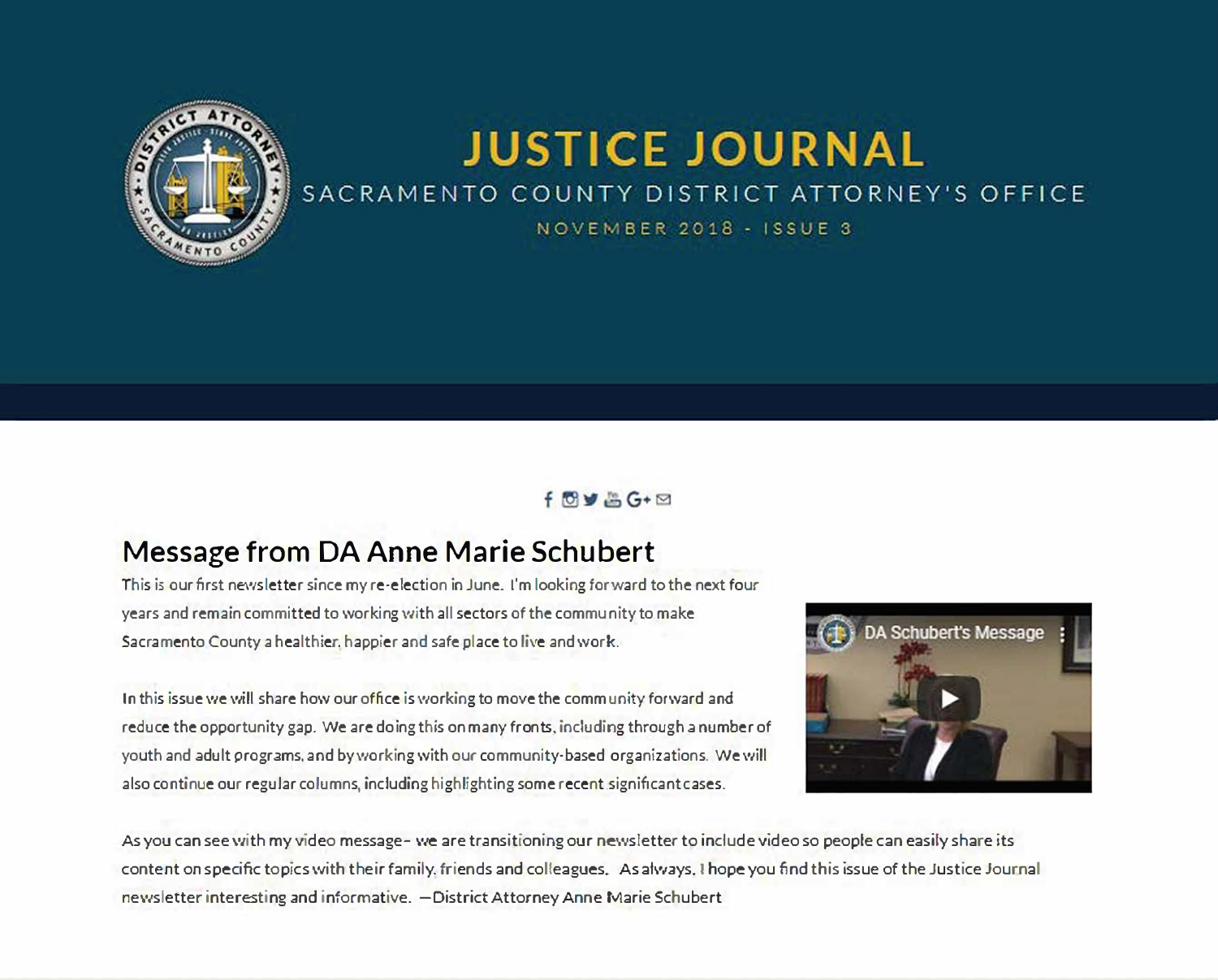# JUSTICE JOURNAL

SACRAMENTO COUNTY DISTRICT ATTORNEY'S OFFICE

NOVEMBER 2018 - ISSUE 3

## Message from DA Anne Marie Schubert

This is our first newsletter since my re-election in June. I'm looking forward to the next four years and remain committed to working with all sectors of the community to make Sacramento County a healthier, happier and safe place to live and work.

In this issue we will share how our office is working to move the community forward and reduce the opportunity gap. We are doing this on many fronts, including through a number of youth and adult programs, and by working with our community-based organizations. We will also continue our regular columns, including highlighting some recent significant cases.

As you can see with my video message- we are transitioning our newsletter to include video so people can easily share its content on specific topics with their family, friends and colleagues. As always, I hope you find this issue of the Justice Journal newsletter interesting and informative. —District Attorney Anne Marie Schubert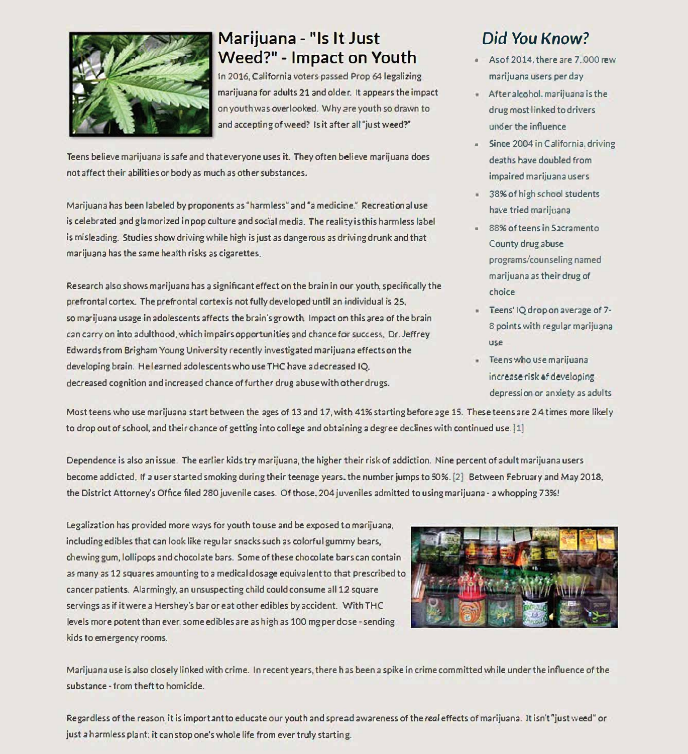# Marijuana - "Is It Just Weed?" - Impact on Youth

In 2016, California voters passed Prop 64 legalizing marijuana for adults 21 and older. It appears the impact on youth was overlooked. Why are youth so drawn to and accepting of weed? Is it after all "just weed?"

Teens believe marijuana is safe and that everyone uses it. They often believe marijuana does not affect their abilities or body as much as other substances.

Marijuana has been labeled by proponents as "harmless" and "a medicine." Recreational use is celebrated and glamorized in pop culture and social media. The reality is this harmless label is misleading. Studies show driving while high is just as dangerous as driving drunk and that marijuana has the same health risks as cigarettes.

Research also shows marijuana has a significant effect on the brain in our youth, specifically the prefrontal cortex. The prefrontal cortex is not fully developed until an individual is 25, so marijuana usage in adolescents affects the brain's growth. Impact on this area of the brain can carry on into adulthood, which impairs opportunities and chance for success. Dr. Jeffrey Edwards from Brigham Young University recently investigated marijuana effects on the developing brain. He learned adolescents who use THC have a decreased IQ, decreased cognition and increased chance of further drug abuse with other drugs.

## *Did You Know?*

- As of 2014, there are 7,000 new marijuana users per day
- After alcohol, marijuana is the drug most linked to drivers under the influence
- Since 2004 in California, driving deaths have doubled from impaired marijuana users
- 38% of high school students have tried marijuana
- 88% of teens in Sacramento County drug abuse programs/counseling named marijuana as their drug of choice
- Teens' IQ drop on average of 7-8 points with regular marijuana use
- Teens who use marijuana increase risk of developing depression or anxiety as adults

Most teens who use marijuana start between the ages of 13 and 17, with 41% starting before age 15. These teens are 2.4 times more likely to drop out of school, and their chance of getting into college and obtaining a degree declines with continued use. [1]

Dependence is also an issue. The earlier kids try marijuana, the higher their risk of addiction. Nine percent of adult marijuana users become addicted. If a user started smoking during their teenage years, the number jumps to 50%. [2] Between February and May 2018, the District Attorney's Office filed 280 juvenile cases. Of those, 204 juveniles admitted to using marijuana - a whopping 73%!

Legalization has provided more ways for youth to use and be exposed to marijuana, including edibles that can look like regular snacks such as colorful gummy bears, chewing gum, lollipops and chocolate bars. Some of these chocolate bars can contain as many as 12 squares amounting to a medical dosage equivalent to that prescribed to cancer patients. Alarmingly, an unsuspecting child could consume all 12 square servings as if it were a Hershey's bar or eat other edibles by accident. With THC levels more potent than ever, some edibles are as high as 100 mg per dose - sending kids to emergency rooms.

Marijuana use is also closely linked with crime. In recent years, there has been a spike in crime committed while under the influence of the substance - from theft to homicide.

Regardless of the reason, it is important to educate our youth and spread awareness of the *real* effects of marijuana. It isn't "just weed" or just a harmless plant; it can stop one's whole life from ever truly starting.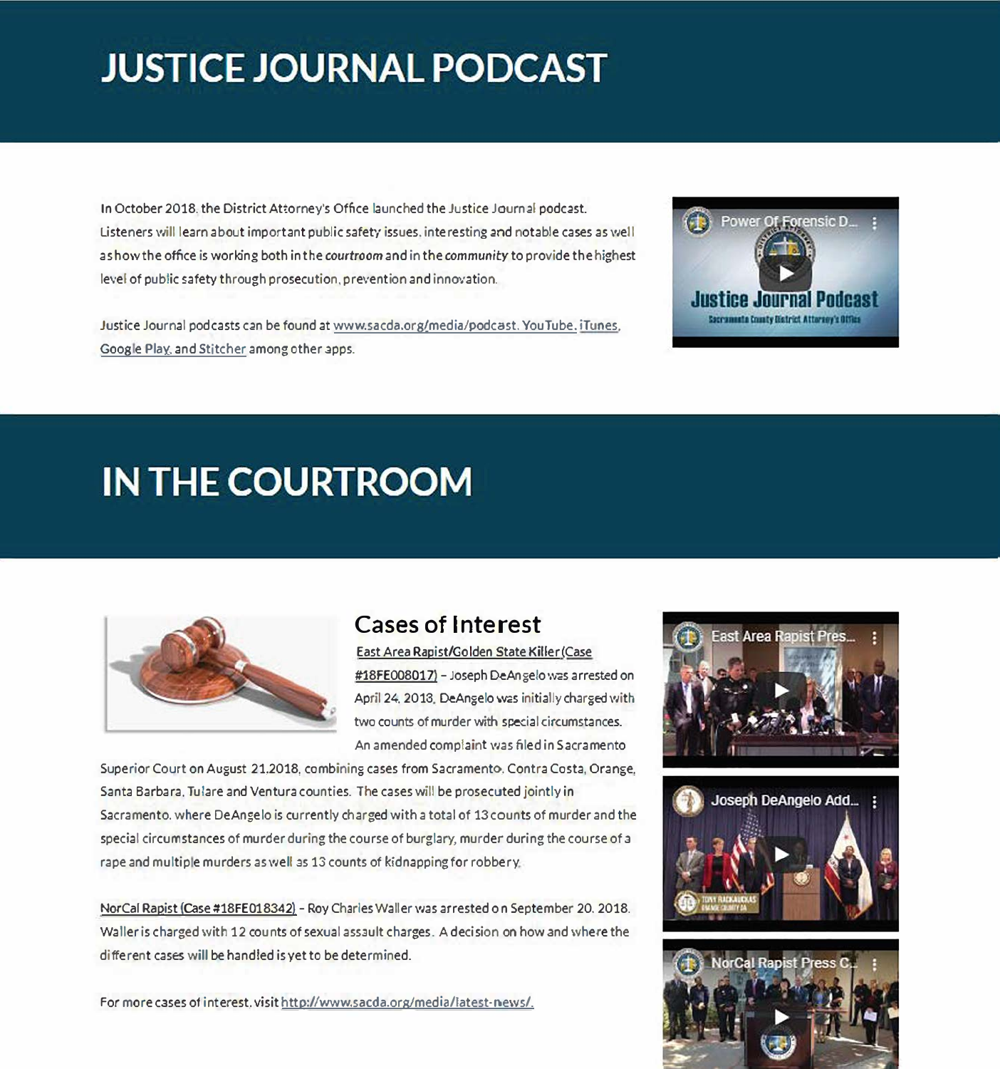# JUSTICE JOURNAL PODCAST

In October 2018, the District Attorney's Office launched the Justice Journal podcast. Listeners will learn about important public safety issues, interesting and notable cases as well as how the office is working both in the *courtroom* and in the *community* to provide the highest level of public safety through prosecution, prevention and innovation.

Justice Journal podcasts can be found at www.sacda.org/media/podcast, YouTube, iTunes, Google Play, and Stitcher among other apps.

# IN THE COURTROOM

## Cases of Interest

East Area Rapist/Golden State Killer (Case #18FE008017) – Joseph DeAngelo was arrested on April 24, 2018. DeAngelo was initially charged with two counts of murder with special circumstances. An amended complaint was filed in Sacramento Superior Court on August 21, 2018, combining cases from Sacramento, Contra Costa, Orange, Santa Barbara, Tulare and Ventura counties. The cases will be prosecuted jointly in Sacramento, where DeAngelo is currently charged with a total of 13 counts of murder and the special circumstances of murder during the course of burglary, murder during the course of a rape and multiple murders as well as 13 counts of kidnapping for robbery.

NorCal Rapist (Case #18FE018342) – Roy Charles Waller was arrested on September 20, 2018. Waller is charged with 12 counts of sexual assault charges. A decision on how and where the different cases will be handled is yet to be determined.

For more cases of interest, visit http://www.sacda.org/media/latest-news/.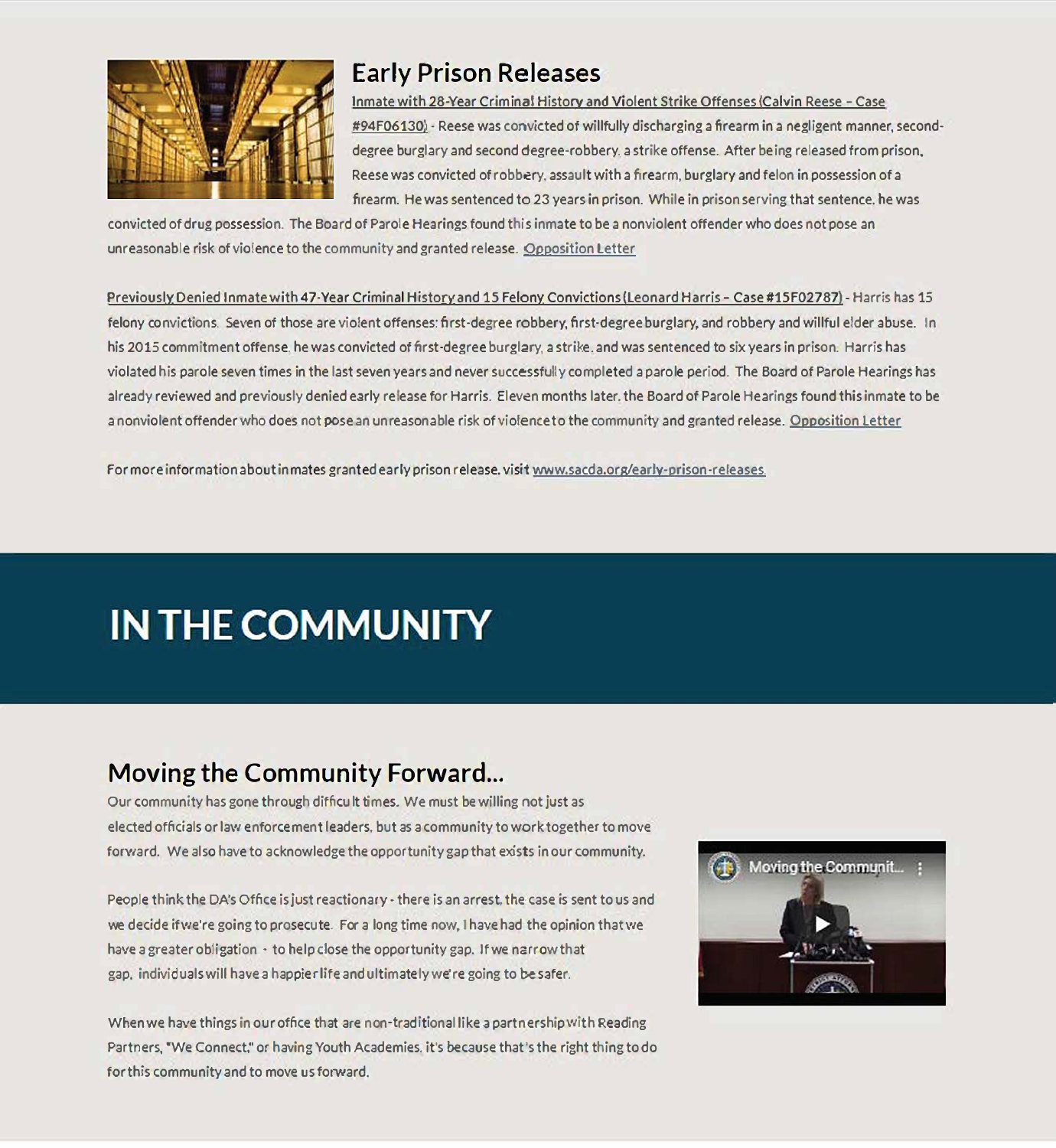## Early Prison Releases

**Inmate with 28-Year Criminal History and Violent Strike Offenses (Calvin Reese – Case #94F06130)** - Reese was convicted of willfully discharging a firearm in a negligent manner, second-degree burglary and second degree-robbery, a strike offense. After being released from prison, Reese was convicted of robbery, assault with a firearm, burglary and felon in possession of a firearm. He was sentenced to 23 years in prison. While in prison serving that sentence, he was convicted of drug possession. The Board of Parole Hearings found this inmate to be a nonviolent offender who does not pose an unreasonable risk of violence to the community and granted release. Opposition Letter

**Previously Denied Inmate with 47-Year Criminal History and 15 Felony Convictions (Leonard Harris – Case #15F02787)** - Harris has 15 felony convictions. Seven of those are violent offenses: first-degree robbery, first-degree burglary, and robbery and willful elder abuse. In his 2015 commitment offense, he was convicted of first-degree burglary, a strike, and was sentenced to six years in prison. Harris has violated his parole seven times in the last seven years and never successfully completed a parole period. The Board of Parole Hearings has already reviewed and previously denied early release for Harris. Eleven months later, the Board of Parole Hearings found this inmate to be a nonviolent offender who does not pose an unreasonable risk of violence to the community and granted release. Opposition Letter

For more information about inmates granted early prison release, visit www.sacda.org/early-prison-releases.

# IN THE COMMUNITY

## Moving the Community Forward...

Our community has gone through difficult times. We must be willing not just as elected officials or law enforcement leaders, but as a community to work together to move forward. We also have to acknowledge the opportunity gap that exists in our community.

People think the DA's Office is just reactionary - there is an arrest, the case is sent to us and we decide if we're going to prosecute. For a long time now, I have had the opinion that we have a greater obligation - to help close the opportunity gap. If we narrow that gap, individuals will have a happier life and ultimately we're going to be safer.

When we have things in our office that are non-traditional like a partnership with Reading Partners, "We Connect," or having Youth Academies, it's because that's the right thing to do for this community and to move us forward.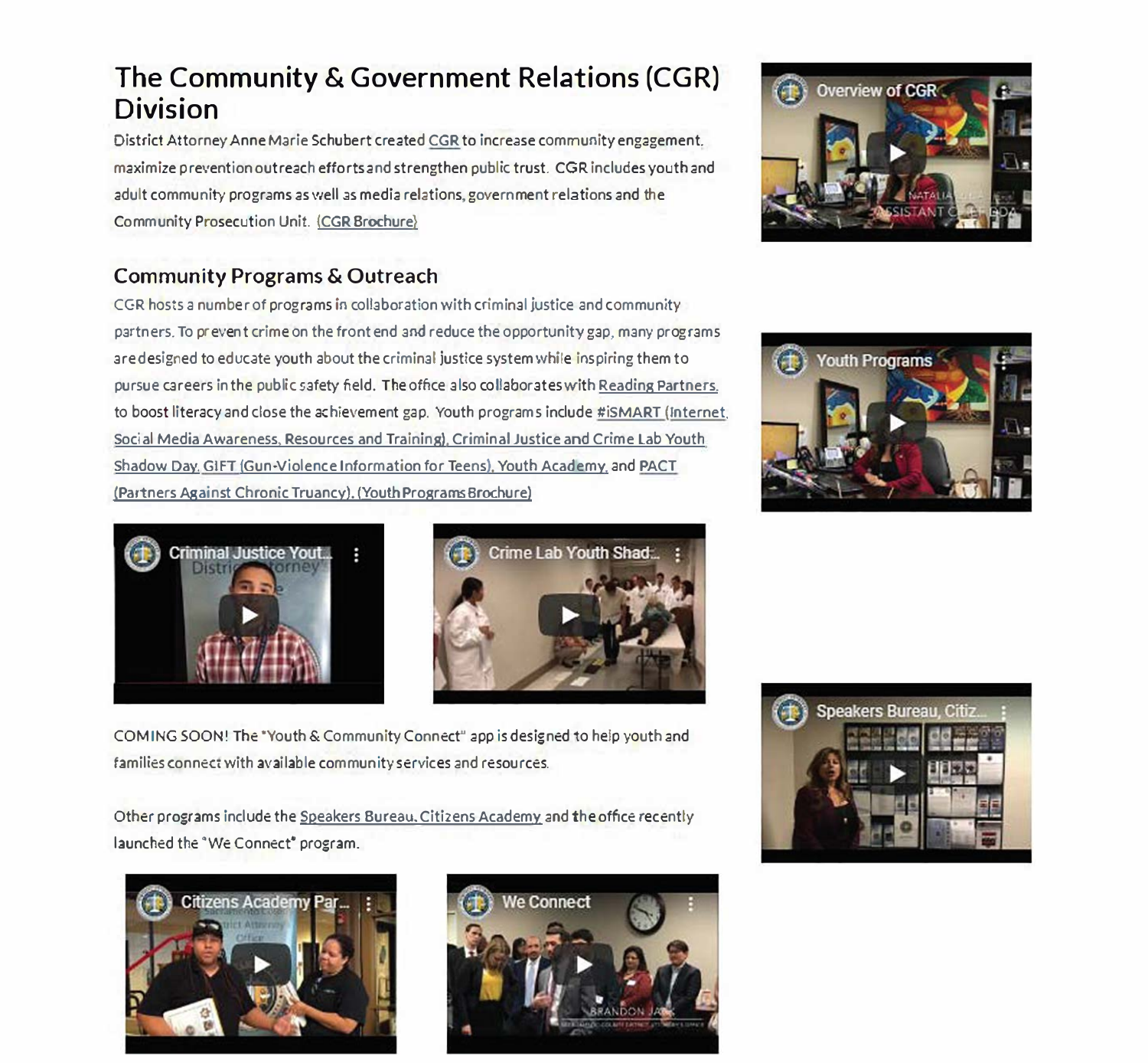# The Community & Government Relations (CGR) Division

District Attorney Anne Marie Schubert created CGR to increase community engagement, maximize prevention outreach efforts and strengthen public trust. CGR includes youth and adult community programs as well as media relations, government relations and the Community Prosecution Unit. (CGR Brochure)

## Community Programs & Outreach

CGR hosts a number of programs in collaboration with criminal justice and community partners. To prevent crime on the front end and reduce the opportunity gap, many programs are designed to educate youth about the criminal justice system while inspiring them to pursue careers in the public safety field. The office also collaborates with Reading Partners, to boost literacy and close the achievement gap. Youth programs include #iSMART (Internet, Social Media Awareness, Resources and Training), Criminal Justice and Crime Lab Youth Shadow Day, GIFT (Gun-Violence Information for Teens), Youth Academy, and PACT (Partners Against Chronic Truancy). (Youth Programs Brochure)

COMING SOON! The "Youth & Community Connect" app is designed to help youth and families connect with available community services and resources.

Other programs include the Speakers Bureau, Citizens Academy and the office recently launched the "We Connect" program.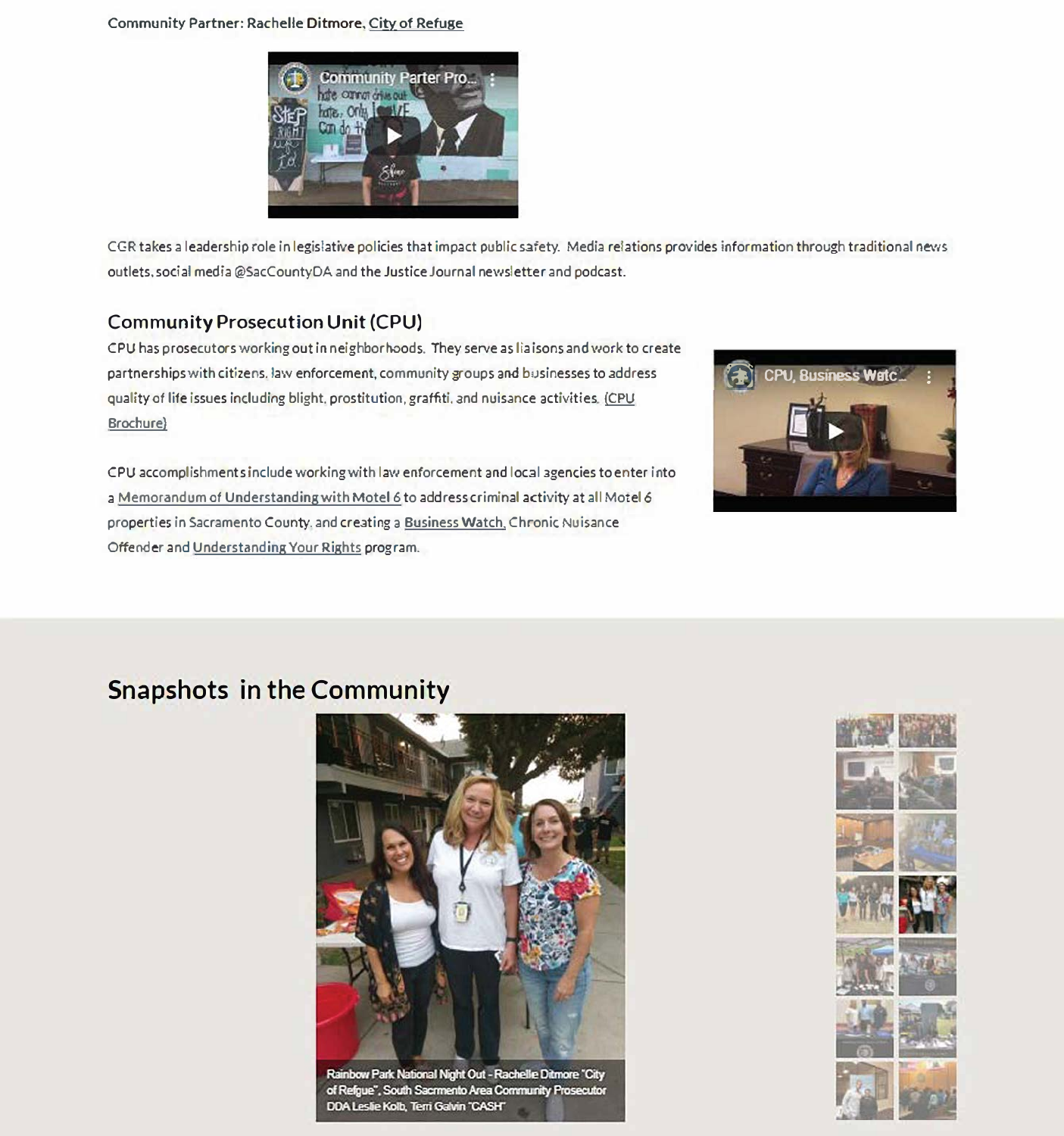Community Partner: Rachelle Ditmore, City of Refuge

CGR takes a leadership role in legislative policies that impact public safety. Media relations provides information through traditional news outlets, social media @SacCountyDA and the Justice Journal newsletter and podcast.

## Community Prosecution Unit (CPU)

CPU has prosecutors working out in neighborhoods. They serve as liaisons and work to create partnerships with citizens, law enforcement, community groups and businesses to address quality of life issues including blight, prostitution, graffiti, and nuisance activities. (CPU Brochure)

CPU accomplishments include working with law enforcement and local agencies to enter into a Memorandum of Understanding with Motel 6 to address criminal activity at all Motel 6 properties in Sacramento County, and creating a Business Watch, Chronic Nuisance Offender and Understanding Your Rights program.

## Snapshots in the Community

Rainbow Park National Night Out - Rachelle Ditmore "City of Refgue", South Sacrmento Area Community Prosecutor DDA Leslie Kolb, Terri Galvin "CASH"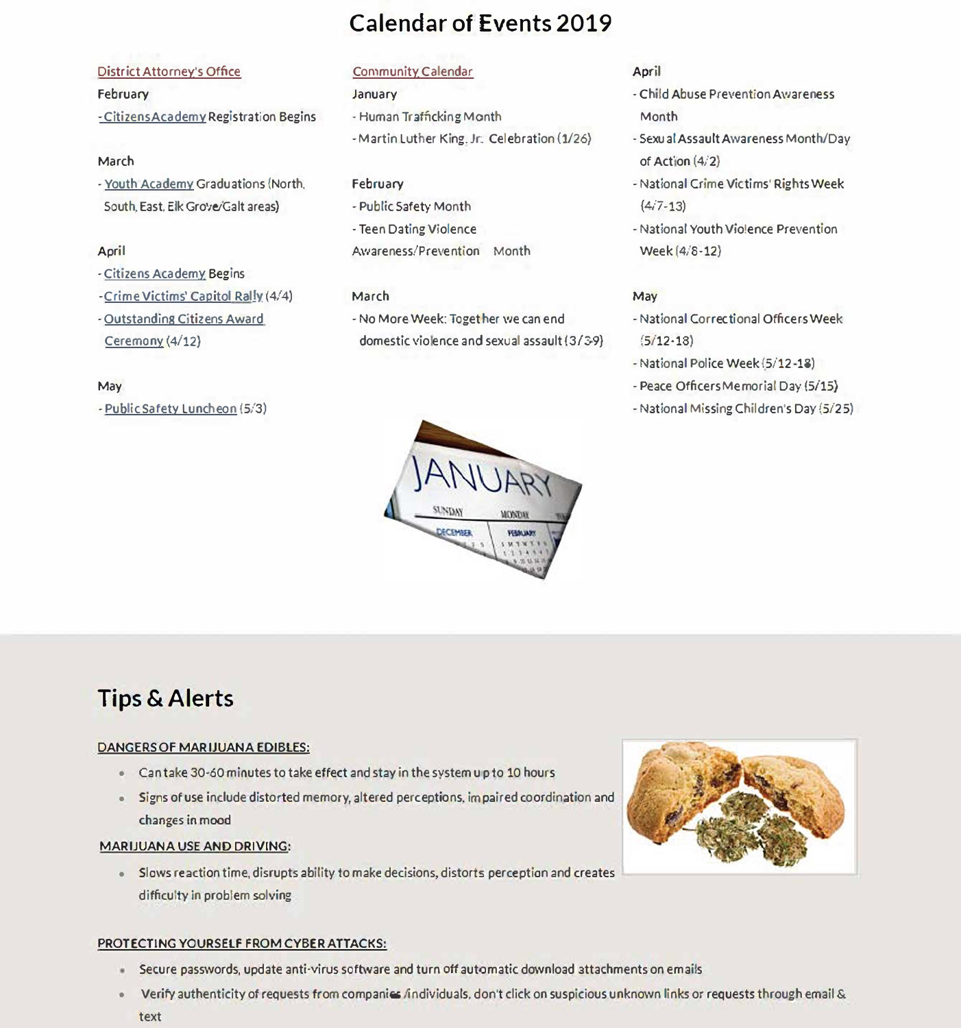# Calendar of Events 2019

District Attorney's Office

February

- Citizens Academy Registration Begins

March

- Youth Academy Graduations (North, South, East, Elk Grove/Galt areas)

April

- Citizens Academy Begins
- Crime Victims' Capitol Rally (4/4)
- Outstanding Citizens Award Ceremony (4/12)

May

- Public Safety Luncheon (5/3)

Community Calendar

January

- Human Trafficking Month
- Martin Luther King, Jr. Celebration (1/26)

February

- Public Safety Month
- Teen Dating Violence Awareness/Prevention Month

March

- No More Week: Together we can end domestic violence and sexual assault (3/3-9)

April

- Child Abuse Prevention Awareness Month
- Sexual Assault Awareness Month/Day of Action (4/2)
- National Crime Victims' Rights Week (4/7-13)
- National Youth Violence Prevention Week (4/8-12)

May

- National Correctional Officers Week (5/12-18)
- National Police Week (5/12-18)
- Peace Officers Memorial Day (5/15)
- National Missing Children's Day (5/25)

## Tips & Alerts

DANGERS OF MARIJUANA EDIBLES:

- Can take 30-60 minutes to take effect and stay in the system up to 10 hours
- Signs of use include distorted memory, altered perceptions, impaired coordination and changes in mood

MARIJUANA USE AND DRIVING:

- Slows reaction time, disrupts ability to make decisions, distorts perception and creates difficulty in problem solving

PROTECTING YOURSELF FROM CYBER ATTACKS:

- Secure passwords, update anti-virus software and turn off automatic download attachments on emails
- Verify authenticity of requests from companies/individuals, don't click on suspicious unknown links or requests through email & text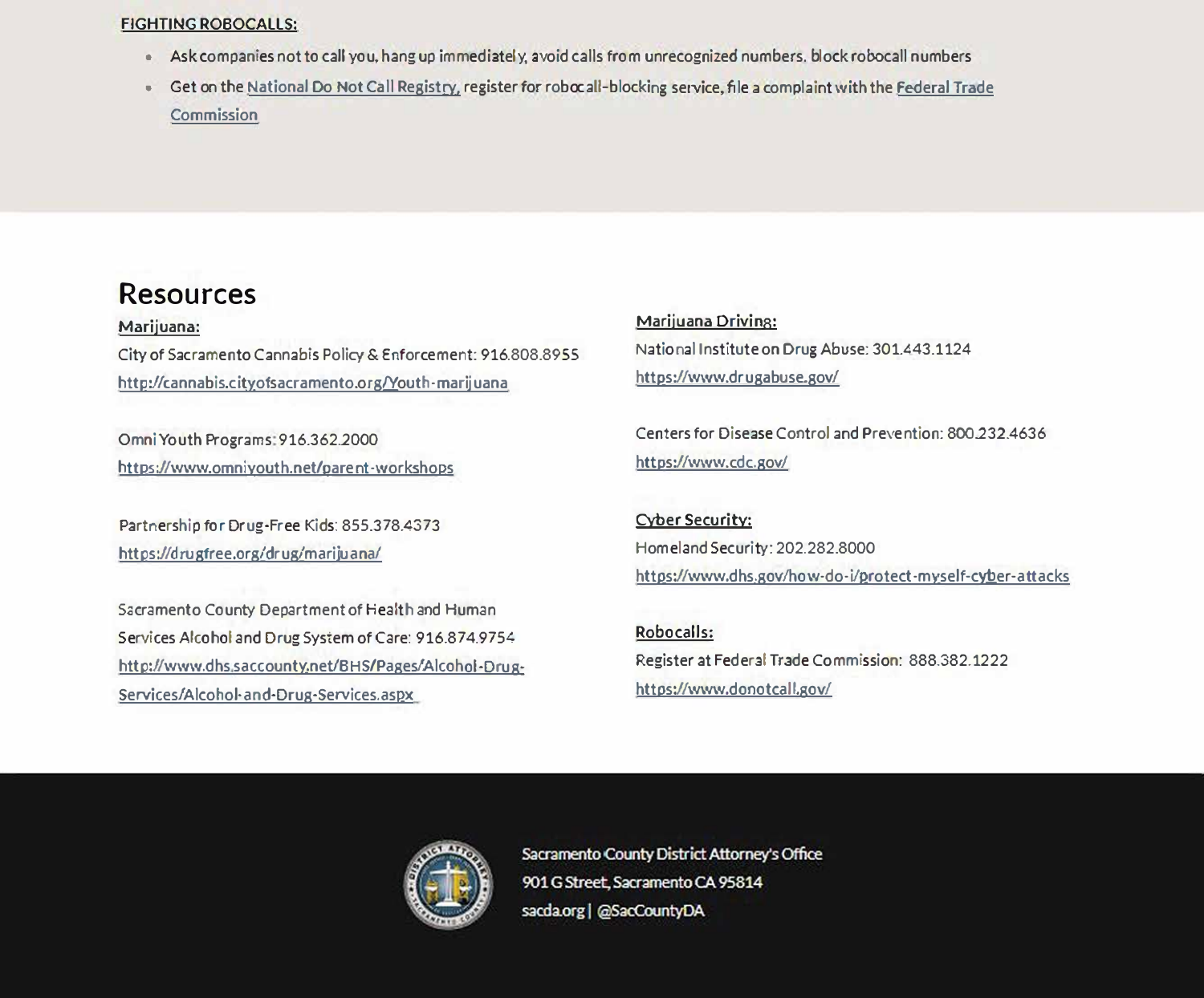**FIGHTING ROBOCALLS:**

- Ask companies not to call you, hang up immediately, avoid calls from unrecognized numbers, block robocall numbers
- Get on the National Do Not Call Registry, register for robocall-blocking service, file a complaint with the Federal Trade Commission

## Resources

**Marijuana:**

City of Sacramento Cannabis Policy & Enforcement: 916.808.8955
http://cannabis.cityofsacramento.org/Youth-marijuana

Omni Youth Programs: 916.362.2000
https://www.omniyouth.net/parent-workshops

Partnership for Drug-Free Kids: 855.378.4373
https://drugfree.org/drug/marijuana/

Sacramento County Department of Health and Human Services Alcohol and Drug System of Care: 916.874.9754
http://www.dhs.saccounty.net/BHS/Pages/Alcohol-Drug-Services/Alcohol-and-Drug-Services.aspx

**Marijuana Driving:**

National Institute on Drug Abuse: 301.443.1124
https://www.drugabuse.gov/

Centers for Disease Control and Prevention: 800.232.4636
https://www.cdc.gov/

**Cyber Security:**

Homeland Security: 202.282.8000
https://www.dhs.gov/how-do-i/protect-myself-cyber-attacks

**Robocalls:**

Register at Federal Trade Commission: 888.382.1222
https://www.donotcall.gov/

Sacramento County District Attorney's Office
901 G Street, Sacramento CA 95814
sacda.org | @SacCountyDA